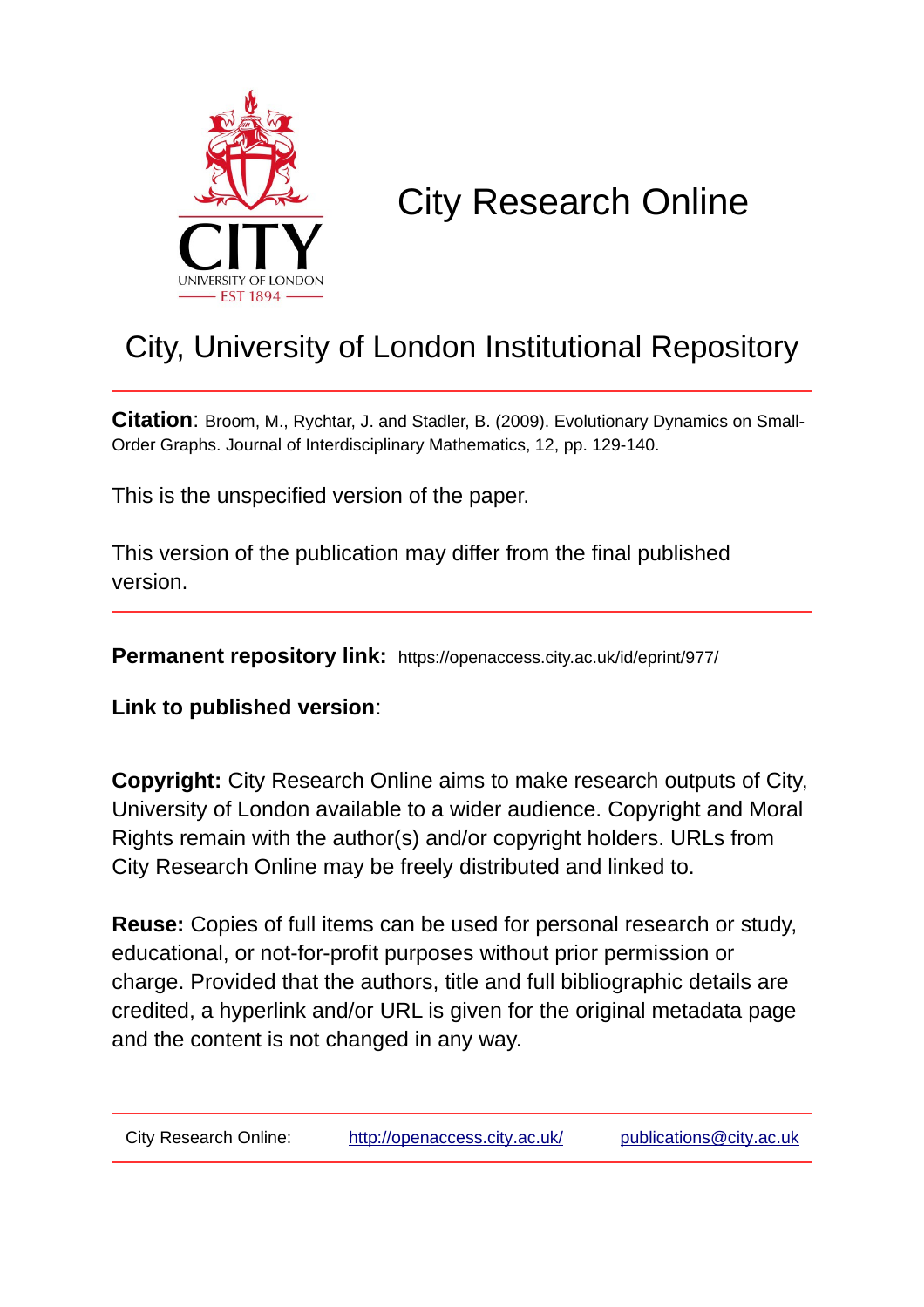# City Research Online

## City, University of London Institutional Repository

**Citation**: Broom, M., Rychtar, J. and Stadler, B. (2009). Evolutionary Dynamics on Small-Order Graphs. Journal of Interdisciplinary Mathematics, 12, pp. 129-140.

This is the unspecified version of the paper.

This version of the publication may differ from the final published version.

**Permanent repository link:** https://openaccess.city.ac.uk/id/eprint/977/

**Link to published version**:

**Copyright:** City Research Online aims to make research outputs of City, University of London available to a wider audience. Copyright and Moral Rights remain with the author(s) and/or copyright holders. URLs from City Research Online may be freely distributed and linked to.

**Reuse:** Copies of full items can be used for personal research or study, educational, or not-for-profit purposes without prior permission or charge. Provided that the authors, title and full bibliographic details are credited, a hyperlink and/or URL is given for the original metadata page and the content is not changed in any way.

City Research Online: http://openaccess.city.ac.uk/ publications@city.ac.uk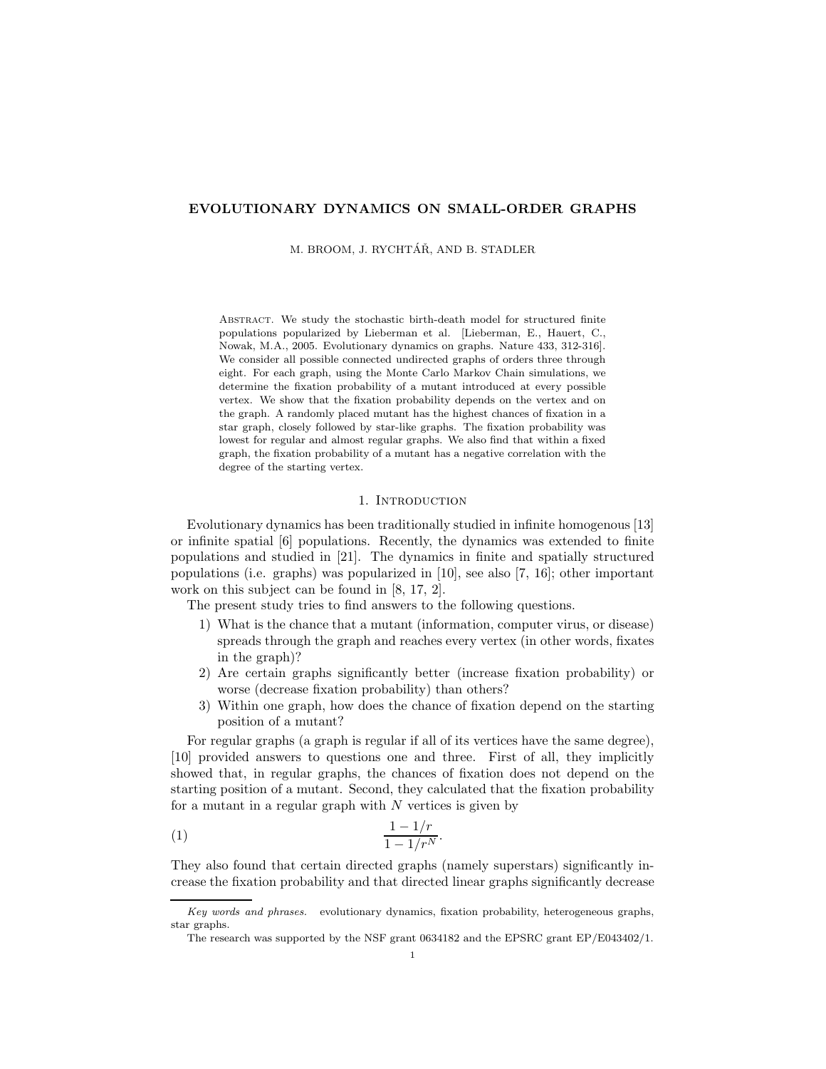# EVOLUTIONARY DYNAMICS ON SMALL-ORDER GRAPHS

M. BROOM, J. RYCHTÁŘ, AND B. STADLER

Abstract. We study the stochastic birth-death model for structured finite populations popularized by Lieberman et al. [Lieberman, E., Hauert, C., Nowak, M.A., 2005. Evolutionary dynamics on graphs. Nature 433, 312-316]. We consider all possible connected undirected graphs of orders three through eight. For each graph, using the Monte Carlo Markov Chain simulations, we determine the fixation probability of a mutant introduced at every possible vertex. We show that the fixation probability depends on the vertex and on the graph. A randomly placed mutant has the highest chances of fixation in a star graph, closely followed by star-like graphs. The fixation probability was lowest for regular and almost regular graphs. We also find that within a fixed graph, the fixation probability of a mutant has a negative correlation with the degree of the starting vertex.

## 1. Introduction

Evolutionary dynamics has been traditionally studied in infinite homogenous [13] or infinite spatial [6] populations. Recently, the dynamics was extended to finite populations and studied in [21]. The dynamics in finite and spatially structured populations (i.e. graphs) was popularized in [10], see also [7, 16]; other important work on this subject can be found in [8, 17, 2].

The present study tries to find answers to the following questions.

1) What is the chance that a mutant (information, computer virus, or disease) spreads through the graph and reaches every vertex (in other words, fixates in the graph)?
2) Are certain graphs significantly better (increase fixation probability) or worse (decrease fixation probability) than others?
3) Within one graph, how does the chance of fixation depend on the starting position of a mutant?

For regular graphs (a graph is regular if all of its vertices have the same degree), [10] provided answers to questions one and three. First of all, they implicitly showed that, in regular graphs, the chances of fixation does not depend on the starting position of a mutant. Second, they calculated that the fixation probability for a mutant in a regular graph with $N$ vertices is given by

$$\frac{1 - 1/r}{1 - 1/r^N}. \tag{1}$$

They also found that certain directed graphs (namely superstars) significantly increase the fixation probability and that directed linear graphs significantly decrease

*Key words and phrases.* evolutionary dynamics, fixation probability, heterogeneous graphs, star graphs.

The research was supported by the NSF grant 0634182 and the EPSRC grant EP/E043402/1.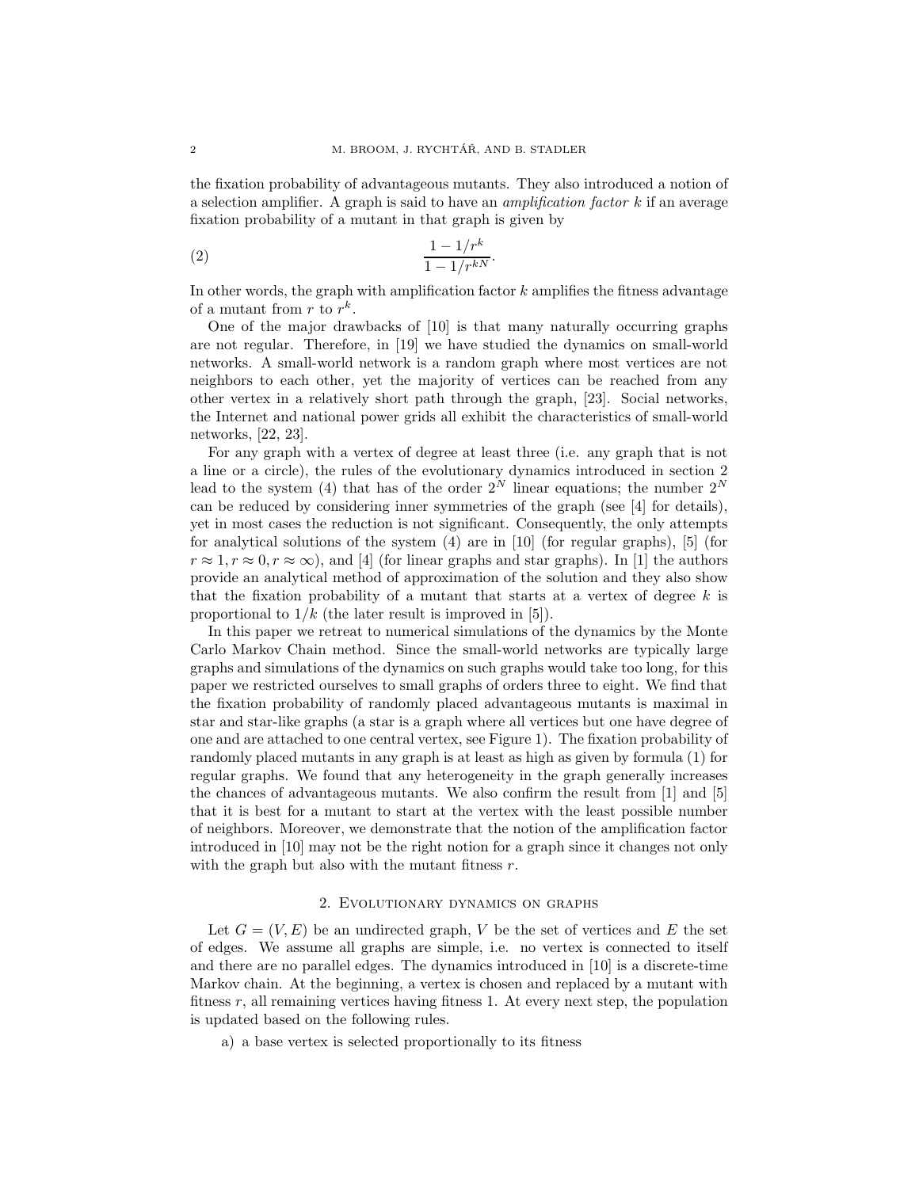the fixation probability of advantageous mutants. They also introduced a notion of a selection amplifier. A graph is said to have an *amplification factor* $k$ if an average fixation probability of a mutant in that graph is given by

$$\frac{1 - 1/r^k}{1 - 1/r^{kN}}. \tag{2}$$

In other words, the graph with amplification factor $k$ amplifies the fitness advantage of a mutant from $r$ to $r^k$.

One of the major drawbacks of [10] is that many naturally occurring graphs are not regular. Therefore, in [19] we have studied the dynamics on small-world networks. A small-world network is a random graph where most vertices are not neighbors to each other, yet the majority of vertices can be reached from any other vertex in a relatively short path through the graph, [23]. Social networks, the Internet and national power grids all exhibit the characteristics of small-world networks, [22, 23].

For any graph with a vertex of degree at least three (i.e. any graph that is not a line or a circle), the rules of the evolutionary dynamics introduced in section 2 lead to the system (4) that has of the order $2^N$ linear equations; the number $2^N$ can be reduced by considering inner symmetries of the graph (see [4] for details), yet in most cases the reduction is not significant. Consequently, the only attempts for analytical solutions of the system (4) are in [10] (for regular graphs), [5] (for $r \approx 1, r \approx 0, r \approx \infty$), and [4] (for linear graphs and star graphs). In [1] the authors provide an analytical method of approximation of the solution and they also show that the fixation probability of a mutant that starts at a vertex of degree $k$ is proportional to $1/k$ (the later result is improved in [5]).

In this paper we retreat to numerical simulations of the dynamics by the Monte Carlo Markov Chain method. Since the small-world networks are typically large graphs and simulations of the dynamics on such graphs would take too long, for this paper we restricted ourselves to small graphs of orders three to eight. We find that the fixation probability of randomly placed advantageous mutants is maximal in star and star-like graphs (a star is a graph where all vertices but one have degree of one and are attached to one central vertex, see Figure 1). The fixation probability of randomly placed mutants in any graph is at least as high as given by formula (1) for regular graphs. We found that any heterogeneity in the graph generally increases the chances of advantageous mutants. We also confirm the result from [1] and [5] that it is best for a mutant to start at the vertex with the least possible number of neighbors. Moreover, we demonstrate that the notion of the amplification factor introduced in [10] may not be the right notion for a graph since it changes not only with the graph but also with the mutant fitness $r$.

## 2. Evolutionary dynamics on graphs

Let $G = (V, E)$ be an undirected graph, $V$ be the set of vertices and $E$ the set of edges. We assume all graphs are simple, i.e. no vertex is connected to itself and there are no parallel edges. The dynamics introduced in [10] is a discrete-time Markov chain. At the beginning, a vertex is chosen and replaced by a mutant with fitness $r$, all remaining vertices having fitness 1. At every next step, the population is updated based on the following rules.

a) a base vertex is selected proportionally to its fitness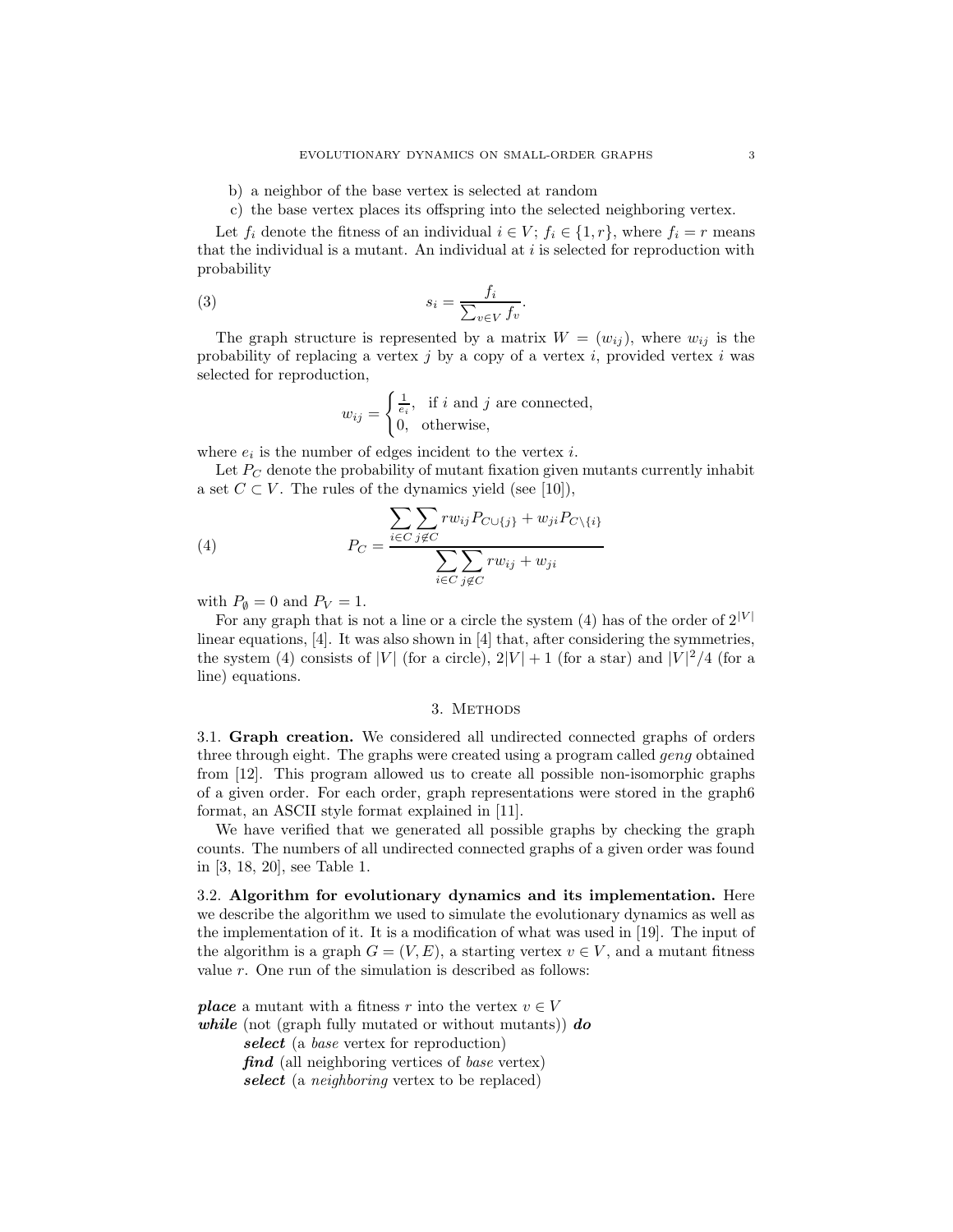b) a neighbor of the base vertex is selected at random

c) the base vertex places its offspring into the selected neighboring vertex.

Let $f_i$ denote the fitness of an individual $i \in V$; $f_i \in \{1, r\}$, where $f_i = r$ means that the individual is a mutant. An individual at $i$ is selected for reproduction with probability

$$s_i = \frac{f_i}{\sum_{v \in V} f_v}. \tag{3}$$

The graph structure is represented by a matrix $W = (w_{ij})$, where $w_{ij}$ is the probability of replacing a vertex $j$ by a copy of a vertex $i$, provided vertex $i$ was selected for reproduction,

$$w_{ij} = \begin{cases} \frac{1}{e_i}, & \text{if } i \text{ and } j \text{ are connected,} \\ 0, & \text{otherwise,} \end{cases}$$

where $e_i$ is the number of edges incident to the vertex $i$.

Let $P_C$ denote the probability of mutant fixation given mutants currently inhabit a set $C \subset V$. The rules of the dynamics yield (see [10]),

$$P_C = \frac{\displaystyle\sum_{i \in C} \sum_{j \notin C} r w_{ij} P_{C \cup \{j\}} + w_{ji} P_{C \setminus \{i\}}}{\displaystyle\sum_{i \in C} \sum_{j \notin C} r w_{ij} + w_{ji}} \tag{4}$$

with $P_\emptyset = 0$ and $P_V = 1$.

For any graph that is not a line or a circle the system (4) has of the order of $2^{|V|}$ linear equations, [4]. It was also shown in [4] that, after considering the symmetries, the system (4) consists of $|V|$ (for a circle), $2|V| + 1$ (for a star) and $|V|^2/4$ (for a line) equations.

## 3. Methods

### 3.1. Graph creation.

We considered all undirected connected graphs of orders three through eight. The graphs were created using a program called *geng* obtained from [12]. This program allowed us to create all possible non-isomorphic graphs of a given order. For each order, graph representations were stored in the graph6 format, an ASCII style format explained in [11].

We have verified that we generated all possible graphs by checking the graph counts. The numbers of all undirected connected graphs of a given order was found in [3, 18, 20], see Table 1.

### 3.2. Algorithm for evolutionary dynamics and its implementation.

Here we describe the algorithm we used to simulate the evolutionary dynamics as well as the implementation of it. It is a modification of what was used in [19]. The input of the algorithm is a graph $G = (V, E)$, a starting vertex $v \in V$, and a mutant fitness value $r$. One run of the simulation is described as follows:

***place*** a mutant with a fitness $r$ into the vertex $v \in V$
***while*** (not (graph fully mutated or without mutants)) ***do***
&nbsp;&nbsp;&nbsp;&nbsp;***select*** (a *base* vertex for reproduction)
&nbsp;&nbsp;&nbsp;&nbsp;***find*** (all neighboring vertices of *base* vertex)
&nbsp;&nbsp;&nbsp;&nbsp;***select*** (a *neighboring* vertex to be replaced)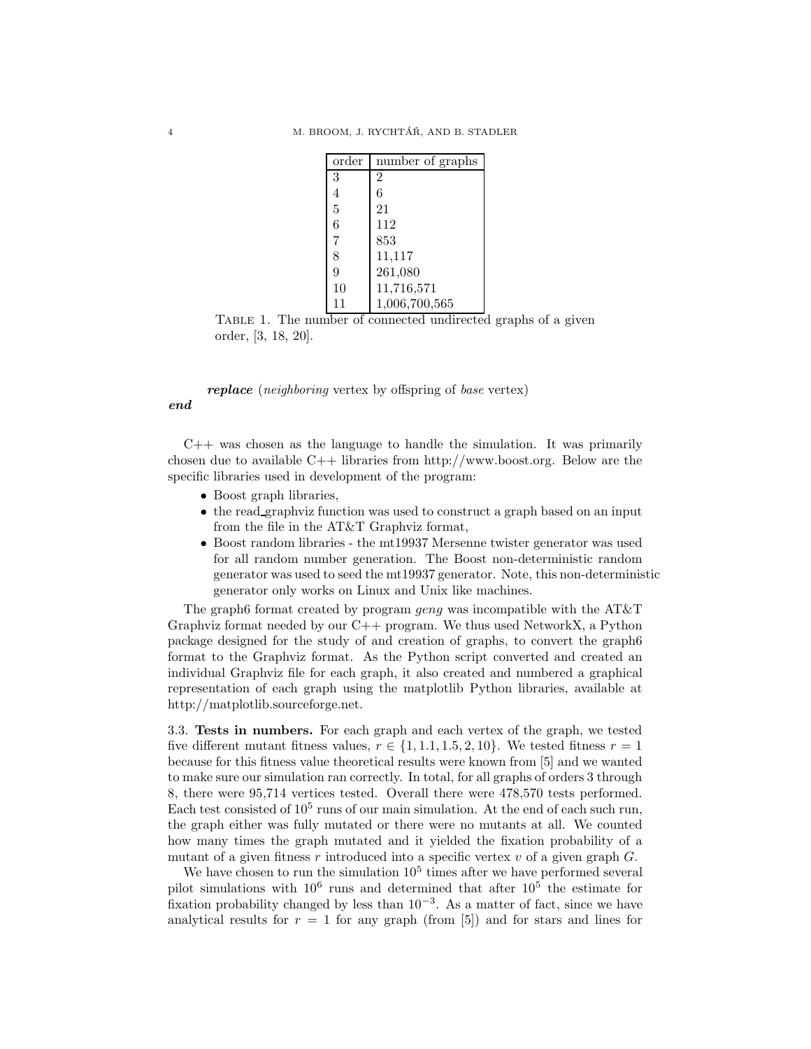| order | number of graphs |
|---|---|
| 3 | 2 |
| 4 | 6 |
| 5 | 21 |
| 6 | 112 |
| 7 | 853 |
| 8 | 11,117 |
| 9 | 261,080 |
| 10 | 11,716,571 |
| 11 | 1,006,700,565 |

Table 1. The number of connected undirected graphs of a given order, [3, 18, 20].

***replace*** (*neighboring* vertex by offspring of *base* vertex)
***end***

C++ was chosen as the language to handle the simulation. It was primarily chosen due to available C++ libraries from http://www.boost.org. Below are the specific libraries used in development of the program:

- Boost graph libraries,
- the read_graphviz function was used to construct a graph based on an input from the file in the AT&T Graphviz format,
- Boost random libraries - the mt19937 Mersenne twister generator was used for all random number generation. The Boost non-deterministic random generator was used to seed the mt19937 generator. Note, this non-deterministic generator only works on Linux and Unix like machines.

The graph6 format created by program *geng* was incompatible with the AT&T Graphviz format needed by our C++ program. We thus used NetworkX, a Python package designed for the study of and creation of graphs, to convert the graph6 format to the Graphviz format. As the Python script converted and created an individual Graphviz file for each graph, it also created and numbered a graphical representation of each graph using the matplotlib Python libraries, available at http://matplotlib.sourceforge.net.

**3.3. Tests in numbers.** For each graph and each vertex of the graph, we tested five different mutant fitness values, $r \in \{1, 1.1, 1.5, 2, 10\}$. We tested fitness $r = 1$ because for this fitness value theoretical results were known from [5] and we wanted to make sure our simulation ran correctly. In total, for all graphs of orders 3 through 8, there were 95,714 vertices tested. Overall there were 478,570 tests performed. Each test consisted of $10^5$ runs of our main simulation. At the end of each such run, the graph either was fully mutated or there were no mutants at all. We counted how many times the graph mutated and it yielded the fixation probability of a mutant of a given fitness $r$ introduced into a specific vertex $v$ of a given graph $G$.

We have chosen to run the simulation $10^5$ times after we have performed several pilot simulations with $10^6$ runs and determined that after $10^5$ the estimate for fixation probability changed by less than $10^{-3}$. As a matter of fact, since we have analytical results for $r = 1$ for any graph (from [5]) and for stars and lines for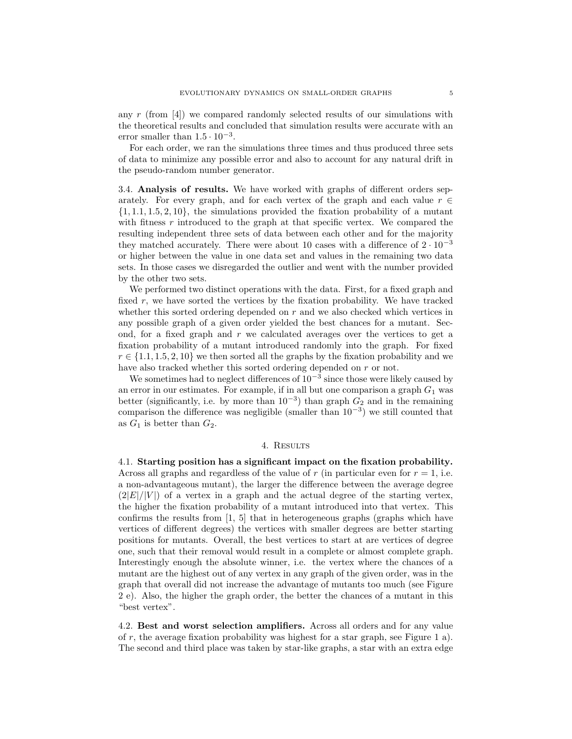any $r$ (from [4]) we compared randomly selected results of our simulations with the theoretical results and concluded that simulation results were accurate with an error smaller than $1.5 \cdot 10^{-3}$.

For each order, we ran the simulations three times and thus produced three sets of data to minimize any possible error and also to account for any natural drift in the pseudo-random number generator.

**3.4. Analysis of results.** We have worked with graphs of different orders separately. For every graph, and for each vertex of the graph and each value $r \in \{1, 1.1, 1.5, 2, 10\}$, the simulations provided the fixation probability of a mutant with fitness $r$ introduced to the graph at that specific vertex. We compared the resulting independent three sets of data between each other and for the majority they matched accurately. There were about 10 cases with a difference of $2 \cdot 10^{-3}$ or higher between the value in one data set and values in the remaining two data sets. In those cases we disregarded the outlier and went with the number provided by the other two sets.

We performed two distinct operations with the data. First, for a fixed graph and fixed $r$, we have sorted the vertices by the fixation probability. We have tracked whether this sorted ordering depended on $r$ and we also checked which vertices in any possible graph of a given order yielded the best chances for a mutant. Second, for a fixed graph and $r$ we calculated averages over the vertices to get a fixation probability of a mutant introduced randomly into the graph. For fixed $r \in \{1.1, 1.5, 2, 10\}$ we then sorted all the graphs by the fixation probability and we have also tracked whether this sorted ordering depended on $r$ or not.

We sometimes had to neglect differences of $10^{-3}$ since those were likely caused by an error in our estimates. For example, if in all but one comparison a graph $G_1$ was better (significantly, i.e. by more than $10^{-3}$) than graph $G_2$ and in the remaining comparison the difference was negligible (smaller than $10^{-3}$) we still counted that as $G_1$ is better than $G_2$.

## 4. Results

**4.1. Starting position has a significant impact on the fixation probability.** Across all graphs and regardless of the value of $r$ (in particular even for $r = 1$, i.e. a non-advantageous mutant), the larger the difference between the average degree ($2|E|/|V|$) of a vertex in a graph and the actual degree of the starting vertex, the higher the fixation probability of a mutant introduced into that vertex. This confirms the results from [1, 5] that in heterogeneous graphs (graphs which have vertices of different degrees) the vertices with smaller degrees are better starting positions for mutants. Overall, the best vertices to start at are vertices of degree one, such that their removal would result in a complete or almost complete graph. Interestingly enough the absolute winner, i.e. the vertex where the chances of a mutant are the highest out of any vertex in any graph of the given order, was in the graph that overall did not increase the advantage of mutants too much (see Figure 2 e). Also, the higher the graph order, the better the chances of a mutant in this "best vertex".

**4.2. Best and worst selection amplifiers.** Across all orders and for any value of $r$, the average fixation probability was highest for a star graph, see Figure 1 a). The second and third place was taken by star-like graphs, a star with an extra edge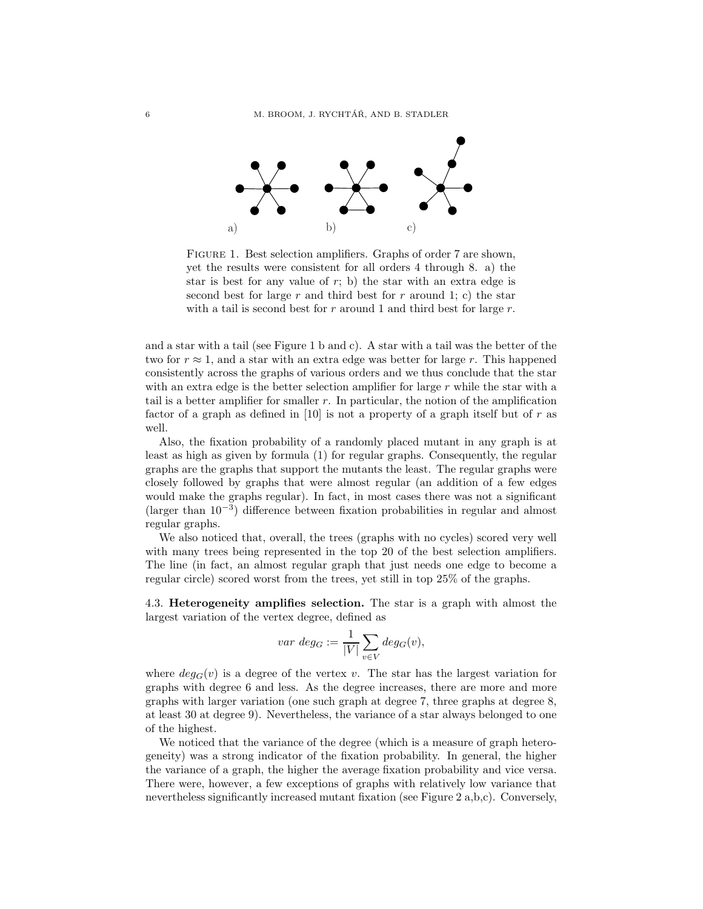FIGURE 1. Best selection amplifiers. Graphs of order 7 are shown, yet the results were consistent for all orders 4 through 8. a) the star is best for any value of $r$; b) the star with an extra edge is second best for large $r$ and third best for $r$ around 1; c) the star with a tail is second best for $r$ around 1 and third best for large $r$.

and a star with a tail (see Figure 1 b and c). A star with a tail was the better of the two for $r \approx 1$, and a star with an extra edge was better for large $r$. This happened consistently across the graphs of various orders and we thus conclude that the star with an extra edge is the better selection amplifier for large $r$ while the star with a tail is a better amplifier for smaller $r$. In particular, the notion of the amplification factor of a graph as defined in [10] is not a property of a graph itself but of $r$ as well.

Also, the fixation probability of a randomly placed mutant in any graph is at least as high as given by formula (1) for regular graphs. Consequently, the regular graphs are the graphs that support the mutants the least. The regular graphs were closely followed by graphs that were almost regular (an addition of a few edges would make the graphs regular). In fact, in most cases there was not a significant (larger than $10^{-3}$) difference between fixation probabilities in regular and almost regular graphs.

We also noticed that, overall, the trees (graphs with no cycles) scored very well with many trees being represented in the top 20 of the best selection amplifiers. The line (in fact, an almost regular graph that just needs one edge to become a regular circle) scored worst from the trees, yet still in top 25% of the graphs.

4.3. **Heterogeneity amplifies selection.** The star is a graph with almost the largest variation of the vertex degree, defined as

$$var\ deg_G := \frac{1}{|V|} \sum_{v \in V} deg_G(v),$$

where $deg_G(v)$ is a degree of the vertex $v$. The star has the largest variation for graphs with degree 6 and less. As the degree increases, there are more and more graphs with larger variation (one such graph at degree 7, three graphs at degree 8, at least 30 at degree 9). Nevertheless, the variance of a star always belonged to one of the highest.

We noticed that the variance of the degree (which is a measure of graph heterogeneity) was a strong indicator of the fixation probability. In general, the higher the variance of a graph, the higher the average fixation probability and vice versa. There were, however, a few exceptions of graphs with relatively low variance that nevertheless significantly increased mutant fixation (see Figure 2 a,b,c). Conversely,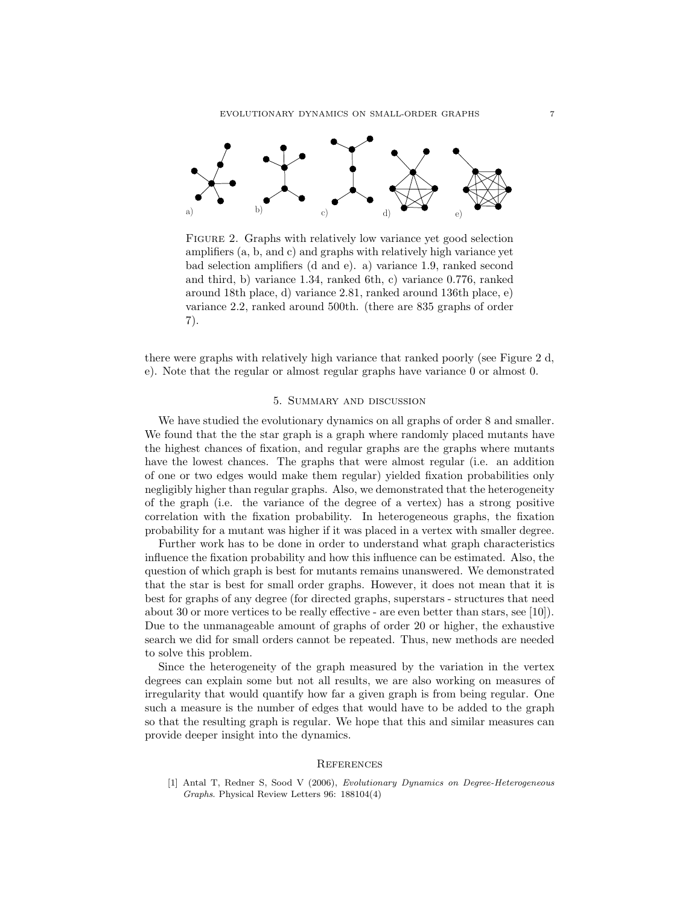FIGURE 2. Graphs with relatively low variance yet good selection amplifiers (a, b, and c) and graphs with relatively high variance yet bad selection amplifiers (d and e). a) variance 1.9, ranked second and third, b) variance 1.34, ranked 6th, c) variance 0.776, ranked around 18th place, d) variance 2.81, ranked around 136th place, e) variance 2.2, ranked around 500th. (there are 835 graphs of order 7).

there were graphs with relatively high variance that ranked poorly (see Figure 2 d, e). Note that the regular or almost regular graphs have variance 0 or almost 0.

## 5. Summary and discussion

We have studied the evolutionary dynamics on all graphs of order 8 and smaller. We found that the the star graph is a graph where randomly placed mutants have the highest chances of fixation, and regular graphs are the graphs where mutants have the lowest chances. The graphs that were almost regular (i.e. an addition of one or two edges would make them regular) yielded fixation probabilities only negligibly higher than regular graphs. Also, we demonstrated that the heterogeneity of the graph (i.e. the variance of the degree of a vertex) has a strong positive correlation with the fixation probability. In heterogeneous graphs, the fixation probability for a mutant was higher if it was placed in a vertex with smaller degree.

Further work has to be done in order to understand what graph characteristics influence the fixation probability and how this influence can be estimated. Also, the question of which graph is best for mutants remains unanswered. We demonstrated that the star is best for small order graphs. However, it does not mean that it is best for graphs of any degree (for directed graphs, superstars - structures that need about 30 or more vertices to be really effective - are even better than stars, see [10]). Due to the unmanageable amount of graphs of order 20 or higher, the exhaustive search we did for small orders cannot be repeated. Thus, new methods are needed to solve this problem.

Since the heterogeneity of the graph measured by the variation in the vertex degrees can explain some but not all results, we are also working on measures of irregularity that would quantify how far a given graph is from being regular. One such a measure is the number of edges that would have to be added to the graph so that the resulting graph is regular. We hope that this and similar measures can provide deeper insight into the dynamics.

## References

[1] Antal T, Redner S, Sood V (2006), *Evolutionary Dynamics on Degree-Heterogeneous Graphs*. Physical Review Letters 96: 188104(4)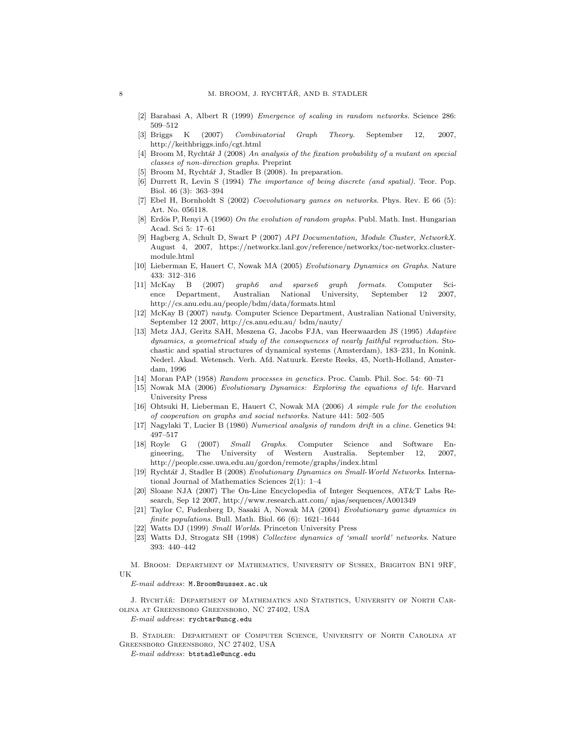[2] Barabasi A, Albert R (1999) *Emergence of scaling in random networks.* Science 286: 509–512

[3] Briggs K (2007) *Combinatorial Graph Theory.* September 12, 2007, http://keithbriggs.info/cgt.html

[4] Broom M, Rychtář J (2008) *An analysis of the fixation probability of a mutant on special classes of non-direction graphs.* Preprint

[5] Broom M, Rychtář J, Stadler B (2008). In preparation.

[6] Durrett R, Levin S (1994) *The importance of being discrete (and spatial).* Teor. Pop. Biol. 46 (3): 363–394

[7] Ebel H, Bornholdt S (2002) *Coevolutionary games on networks.* Phys. Rev. E 66 (5): Art. No. 056118.

[8] Erdös P, Renyi A (1960) *On the evolution of random graphs.* Publ. Math. Inst. Hungarian Acad. Sci 5: 17–61

[9] Hagberg A, Schult D, Swart P (2007) *API Documentation, Module Cluster, NetworkX.* August 4, 2007, https://networkx.lanl.gov/reference/networkx/toc-networkx.cluster-module.html

[10] Lieberman E, Hauert C, Nowak MA (2005) *Evolutionary Dynamics on Graphs.* Nature 433: 312–316

[11] McKay B (2007) *graph6 and sparse6 graph formats.* Computer Science Department, Australian National University, September 12 2007, http://cs.anu.edu.au/people/bdm/data/formats.html

[12] McKay B (2007) *nauty.* Computer Science Department, Australian National University, September 12 2007, http://cs.anu.edu.au/ bdm/nauty/

[13] Metz JAJ, Geritz SAH, Meszena G, Jacobs FJA, van Heerwaarden JS (1995) *Adaptive dynamics, a geometrical study of the consequences of nearly faithful reproduction.* Stochastic and spatial structures of dynamical systems (Amsterdam), 183–231, In Konink. Nederl. Akad. Wetensch. Verh. Afd. Natuurk. Eerste Reeks, 45, North-Holland, Amsterdam, 1996

[14] Moran PAP (1958) *Random processes in genetics.* Proc. Camb. Phil. Soc. 54: 60–71

[15] Nowak MA (2006) *Evolutionary Dynamics: Exploring the equations of life.* Harvard University Press

[16] Ohtsuki H, Lieberman E, Hauert C, Nowak MA (2006) *A simple rule for the evolution of cooperation on graphs and social networks.* Nature 441: 502–505

[17] Nagylaki T, Lucier B (1980) *Numerical analysis of random drift in a cline.* Genetics 94: 497–517

[18] Royle G (2007) *Small Graphs.* Computer Science and Software Engineering, The University of Western Australia. September 12, 2007, http://people.csse.uwa.edu.au/gordon/remote/graphs/index.html

[19] Rychtář J, Stadler B (2008) *Evolutionary Dynamics on Small-World Networks.* International Journal of Mathematics Sciences 2(1): 1–4

[20] Sloane NJA (2007) The On-Line Encyclopedia of Integer Sequences, AT&T Labs Research, Sep 12 2007, http://www.research.att.com/ njas/sequences/A001349

[21] Taylor C, Fudenberg D, Sasaki A, Nowak MA (2004) *Evolutionary game dynamics in finite populations.* Bull. Math. Biol. 66 (6): 1621–1644

[22] Watts DJ (1999) *Small Worlds.* Princeton University Press

[23] Watts DJ, Strogatz SH (1998) *Collective dynamics of 'small world' networks.* Nature 393: 440–442

M. Broom: Department of Mathematics, University of Sussex, Brighton BN1 9RF, UK

*E-mail address*: `M.Broom@sussex.ac.uk`

J. Rychtář: Department of Mathematics and Statistics, University of North Carolina at Greensboro Greensboro, NC 27402, USA

*E-mail address*: `rychtar@uncg.edu`

B. Stadler: Department of Computer Science, University of North Carolina at Greensboro Greensboro, NC 27402, USA

*E-mail address*: `btstadle@uncg.edu`